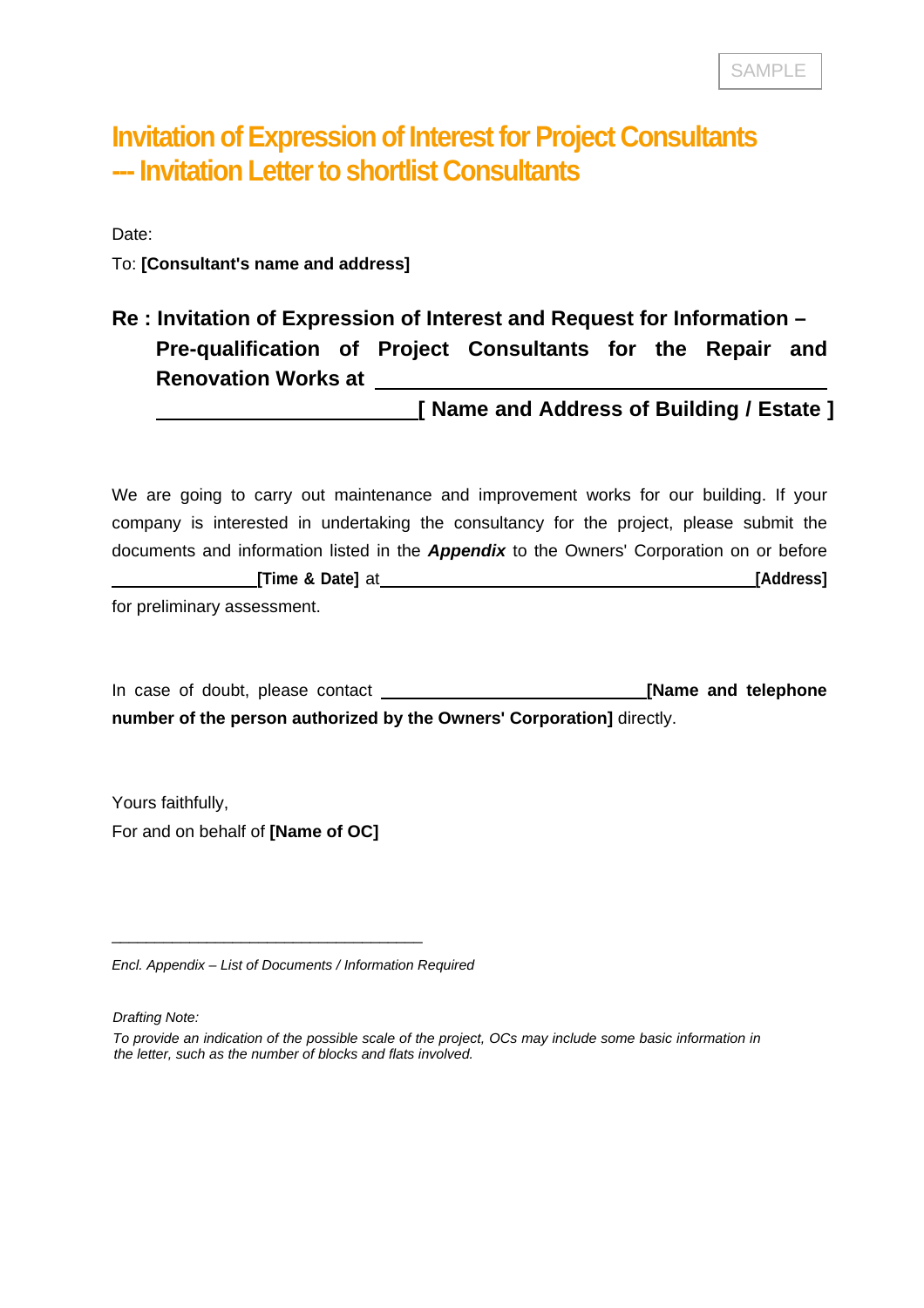SAMPLE

# Invitation of Expression of Interest for Project Consultants --- Invitation Letter to shortlist Consultants

Date:

To: **[Consultant's name and address]**

**Re : Invitation of Expression of Interest and Request for Information – Pre-qualification of Project Consultants for the Repair and Renovation Works at ______________________________ ______________________[ Name and Address of Building / Estate ]**

We are going to carry out maintenance and improvement works for our building. If your company is interested in undertaking the consultancy for the project, please submit the documents and information listed in the ***Appendix*** to the Owners' Corporation on or before ________________**[Time & Date]** at ________________________________________**[Address]** for preliminary assessment.

In case of doubt, please contact ____________________________**[Name and telephone number of the person authorized by the Owners' Corporation]** directly.

Yours faithfully,

For and on behalf of **[Name of OC]**

__________________________________

*Encl. Appendix – List of Documents / Information Required*

*Drafting Note:*

*To provide an indication of the possible scale of the project, OCs may include some basic information in the letter, such as the number of blocks and flats involved.*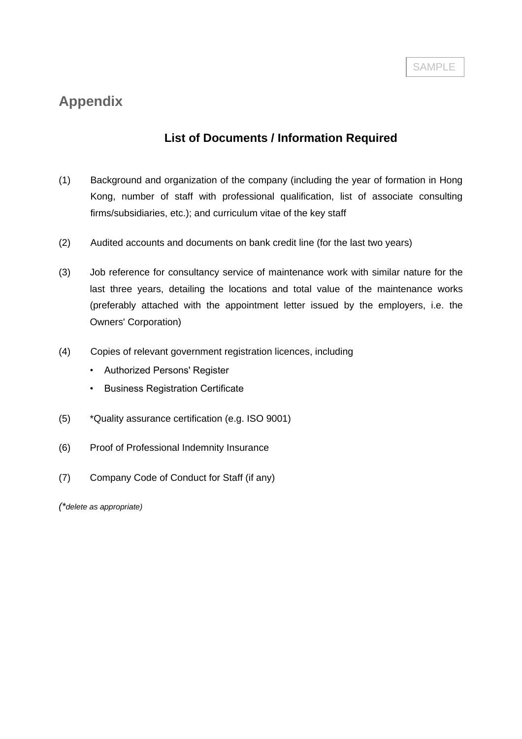SAMPLE

## Appendix

### List of Documents / Information Required

(1) Background and organization of the company (including the year of formation in Hong Kong, number of staff with professional qualification, list of associate consulting firms/subsidiaries, etc.); and curriculum vitae of the key staff

(2) Audited accounts and documents on bank credit line (for the last two years)

(3) Job reference for consultancy service of maintenance work with similar nature for the last three years, detailing the locations and total value of the maintenance works (preferably attached with the appointment letter issued by the employers, i.e. the Owners' Corporation)

(4) Copies of relevant government registration licences, including

- Authorized Persons' Register
- Business Registration Certificate

(5) *Quality assurance certification (e.g. ISO 9001)

(6) Proof of Professional Indemnity Insurance

(7) Company Code of Conduct for Staff (if any)

*(\*delete as appropriate)*